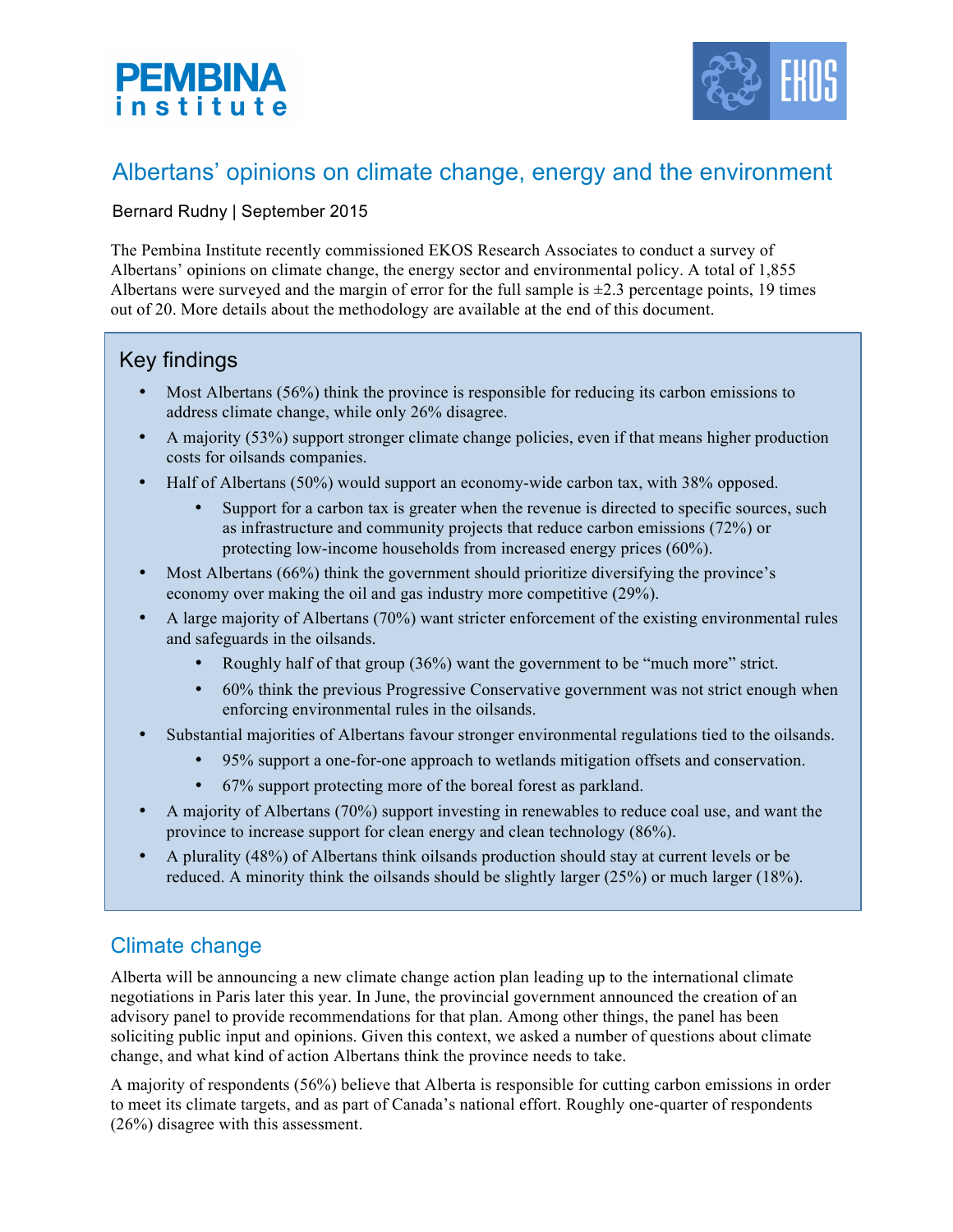# Albertans' opinions on climate change, energy and the environment

Bernard Rudny | September 2015

The Pembina Institute recently commissioned EKOS Research Associates to conduct a survey of Albertans' opinions on climate change, the energy sector and environmental policy. A total of 1,855 Albertans were surveyed and the margin of error for the full sample is ±2.3 percentage points, 19 times out of 20. More details about the methodology are available at the end of this document.

## Key findings

- Most Albertans (56%) think the province is responsible for reducing its carbon emissions to address climate change, while only 26% disagree.
- A majority (53%) support stronger climate change policies, even if that means higher production costs for oilsands companies.
- Half of Albertans (50%) would support an economy-wide carbon tax, with 38% opposed.
  - Support for a carbon tax is greater when the revenue is directed to specific sources, such as infrastructure and community projects that reduce carbon emissions (72%) or protecting low-income households from increased energy prices (60%).
- Most Albertans (66%) think the government should prioritize diversifying the province's economy over making the oil and gas industry more competitive (29%).
- A large majority of Albertans (70%) want stricter enforcement of the existing environmental rules and safeguards in the oilsands.
  - Roughly half of that group (36%) want the government to be "much more" strict.
  - 60% think the previous Progressive Conservative government was not strict enough when enforcing environmental rules in the oilsands.
- Substantial majorities of Albertans favour stronger environmental regulations tied to the oilsands.
  - 95% support a one-for-one approach to wetlands mitigation offsets and conservation.
  - 67% support protecting more of the boreal forest as parkland.
- A majority of Albertans (70%) support investing in renewables to reduce coal use, and want the province to increase support for clean energy and clean technology (86%).
- A plurality (48%) of Albertans think oilsands production should stay at current levels or be reduced. A minority think the oilsands should be slightly larger (25%) or much larger (18%).

## Climate change

Alberta will be announcing a new climate change action plan leading up to the international climate negotiations in Paris later this year. In June, the provincial government announced the creation of an advisory panel to provide recommendations for that plan. Among other things, the panel has been soliciting public input and opinions. Given this context, we asked a number of questions about climate change, and what kind of action Albertans think the province needs to take.

A majority of respondents (56%) believe that Alberta is responsible for cutting carbon emissions in order to meet its climate targets, and as part of Canada's national effort. Roughly one-quarter of respondents (26%) disagree with this assessment.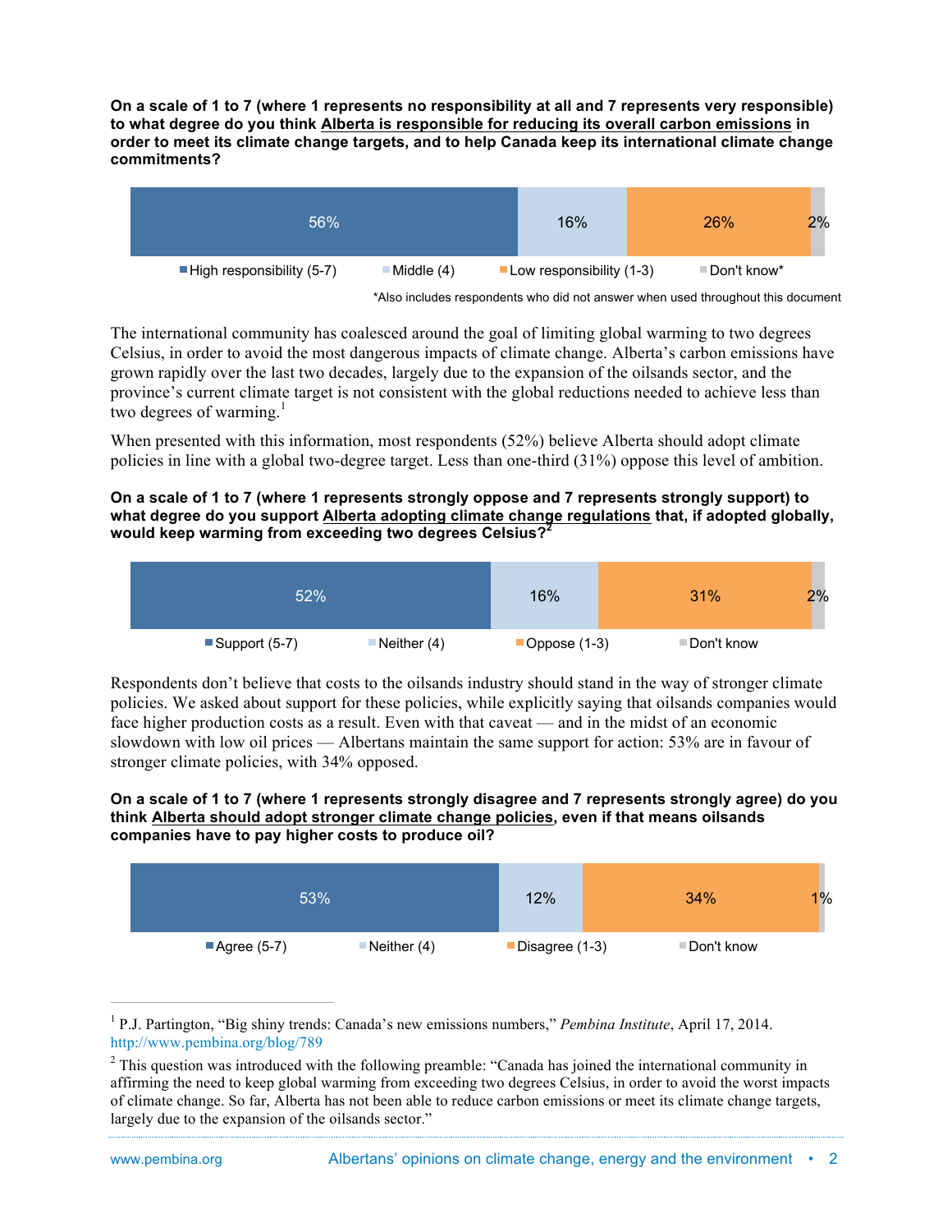**On a scale of 1 to 7 (where 1 represents no responsibility at all and 7 represents very responsible) to what degree do you think <u>Alberta is responsible for reducing its overall carbon emissions</u> in order to meet its climate change targets, and to help Canada keep its international climate change commitments?**

| High responsibility (5-7) | Middle (4) | Low responsibility (1-3) | Don't know* |
|---|---|---|---|
| 56% | 16% | 26% | 2% |

*Also includes respondents who did not answer when used throughout this document

The international community has coalesced around the goal of limiting global warming to two degrees Celsius, in order to avoid the most dangerous impacts of climate change. Alberta's carbon emissions have grown rapidly over the last two decades, largely due to the expansion of the oilsands sector, and the province's current climate target is not consistent with the global reductions needed to achieve less than two degrees of warming.[1]

When presented with this information, most respondents (52%) believe Alberta should adopt climate policies in line with a global two-degree target. Less than one-third (31%) oppose this level of ambition.

**On a scale of 1 to 7 (where 1 represents strongly oppose and 7 represents strongly support) to what degree do you support <u>Alberta adopting climate change regulations</u> that, if adopted globally, would keep warming from exceeding two degrees Celsius?**[2]

| Support (5-7) | Neither (4) | Oppose (1-3) | Don't know |
|---|---|---|---|
| 52% | 16% | 31% | 2% |

Respondents don't believe that costs to the oilsands industry should stand in the way of stronger climate policies. We asked about support for these policies, while explicitly saying that oilsands companies would face higher production costs as a result. Even with that caveat — and in the midst of an economic slowdown with low oil prices — Albertans maintain the same support for action: 53% are in favour of stronger climate policies, with 34% opposed.

**On a scale of 1 to 7 (where 1 represents strongly disagree and 7 represents strongly agree) do you think <u>Alberta should adopt stronger climate change policies</u>, even if that means oilsands companies have to pay higher costs to produce oil?**

| Agree (5-7) | Neither (4) | Disagree (1-3) | Don't know |
|---|---|---|---|
| 53% | 12% | 34% | 1% |

---

[1] P.J. Partington, "Big shiny trends: Canada's new emissions numbers," *Pembina Institute*, April 17, 2014. http://www.pembina.org/blog/789

[2] This question was introduced with the following preamble: "Canada has joined the international community in affirming the need to keep global warming from exceeding two degrees Celsius, in order to avoid the worst impacts of climate change. So far, Alberta has not been able to reduce carbon emissions or meet its climate change targets, largely due to the expansion of the oilsands sector."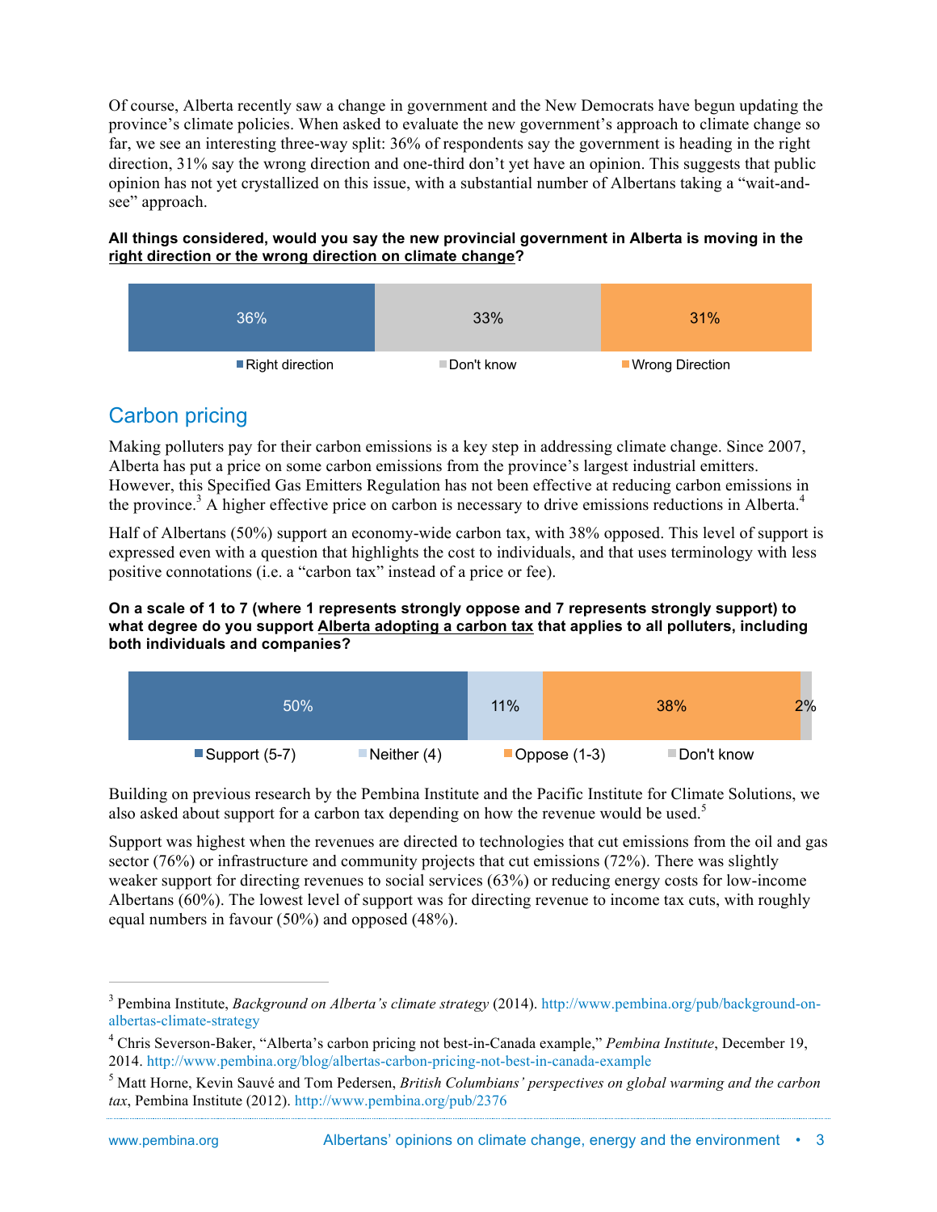Of course, Alberta recently saw a change in government and the New Democrats have begun updating the province's climate policies. When asked to evaluate the new government's approach to climate change so far, we see an interesting three-way split: 36% of respondents say the government is heading in the right direction, 31% say the wrong direction and one-third don't yet have an opinion. This suggests that public opinion has not yet crystallized on this issue, with a substantial number of Albertans taking a "wait-and-see" approach.

**All things considered, would you say the new provincial government in Alberta is moving in the right direction or the wrong direction on climate change?**

| Right direction | Don't know | Wrong Direction |
|---|---|---|
| 36% | 33% | 31% |

## Carbon pricing

Making polluters pay for their carbon emissions is a key step in addressing climate change. Since 2007, Alberta has put a price on some carbon emissions from the province's largest industrial emitters. However, this Specified Gas Emitters Regulation has not been effective at reducing carbon emissions in the province.[3] A higher effective price on carbon is necessary to drive emissions reductions in Alberta.[4]

Half of Albertans (50%) support an economy-wide carbon tax, with 38% opposed. This level of support is expressed even with a question that highlights the cost to individuals, and that uses terminology with less positive connotations (i.e. a "carbon tax" instead of a price or fee).

**On a scale of 1 to 7 (where 1 represents strongly oppose and 7 represents strongly support) to what degree do you support Alberta adopting a carbon tax that applies to all polluters, including both individuals and companies?**

| Support (5-7) | Neither (4) | Oppose (1-3) | Don't know |
|---|---|---|---|
| 50% | 11% | 38% | 2% |

Building on previous research by the Pembina Institute and the Pacific Institute for Climate Solutions, we also asked about support for a carbon tax depending on how the revenue would be used.[5]

Support was highest when the revenues are directed to technologies that cut emissions from the oil and gas sector (76%) or infrastructure and community projects that cut emissions (72%). There was slightly weaker support for directing revenues to social services (63%) or reducing energy costs for low-income Albertans (60%). The lowest level of support was for directing revenue to income tax cuts, with roughly equal numbers in favour (50%) and opposed (48%).

---

[3] Pembina Institute, *Background on Alberta's climate strategy* (2014). http://www.pembina.org/pub/background-on-albertas-climate-strategy

[4] Chris Severson-Baker, "Alberta's carbon pricing not best-in-Canada example," *Pembina Institute*, December 19, 2014. http://www.pembina.org/blog/albertas-carbon-pricing-not-best-in-canada-example

[5] Matt Horne, Kevin Sauvé and Tom Pedersen, *British Columbians' perspectives on global warming and the carbon tax*, Pembina Institute (2012). http://www.pembina.org/pub/2376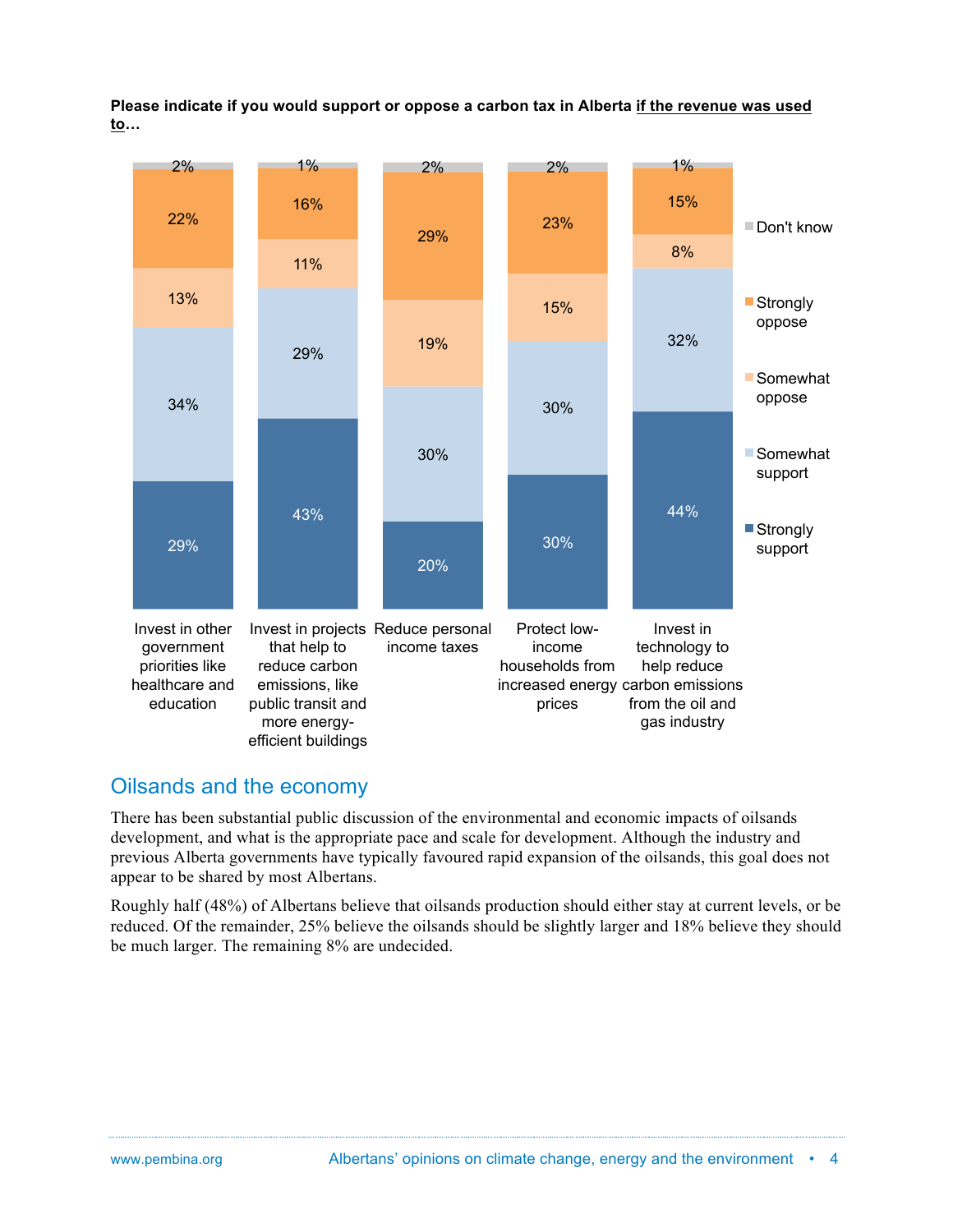**Please indicate if you would support or oppose a carbon tax in Alberta if the revenue was used to…**

| | Strongly support | Somewhat support | Somewhat oppose | Strongly oppose | Don't know |
|---|---|---|---|---|---|
| Invest in other government priorities like healthcare and education | 29% | 34% | 13% | 22% | 2% |
| Invest in projects that help to reduce carbon emissions, like public transit and more energy-efficient buildings | 43% | 29% | 11% | 16% | 1% |
| Reduce personal income taxes | 20% | 30% | 19% | 29% | 2% |
| Protect low-income households from increased energy prices | 30% | 30% | 15% | 23% | 2% |
| Invest in technology to help reduce carbon emissions from the oil and gas industry | 44% | 32% | 8% | 15% | 1% |

## Oilsands and the economy

There has been substantial public discussion of the environmental and economic impacts of oilsands development, and what is the appropriate pace and scale for development. Although the industry and previous Alberta governments have typically favoured rapid expansion of the oilsands, this goal does not appear to be shared by most Albertans.

Roughly half (48%) of Albertans believe that oilsands production should either stay at current levels, or be reduced. Of the remainder, 25% believe the oilsands should be slightly larger and 18% believe they should be much larger. The remaining 8% are undecided.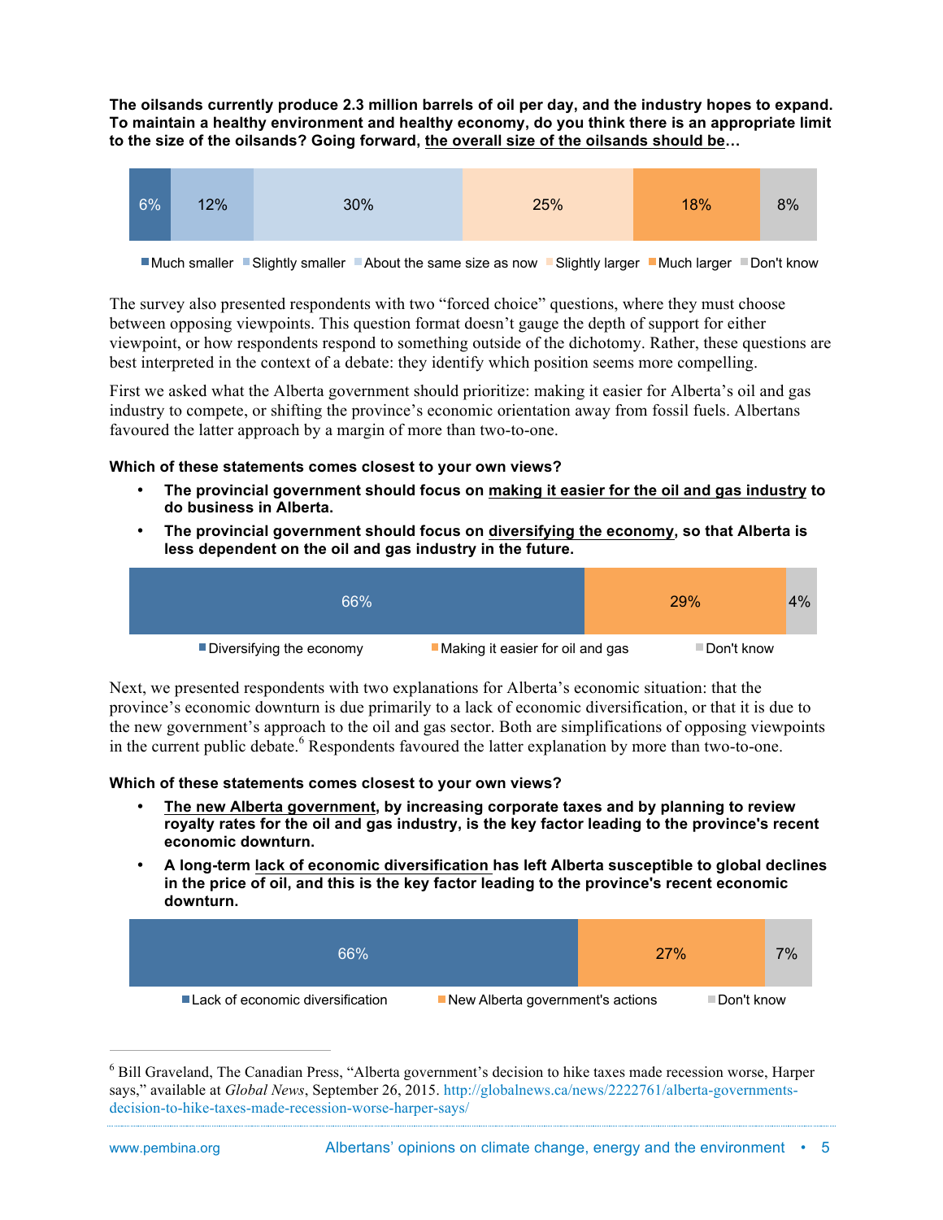**The oilsands currently produce 2.3 million barrels of oil per day, and the industry hopes to expand. To maintain a healthy environment and healthy economy, do you think there is an appropriate limit to the size of the oilsands? Going forward, <u>the overall size of the oilsands should be</u>…**

| Much smaller | Slightly smaller | About the same size as now | Slightly larger | Much larger | Don't know |
|---|---|---|---|---|---|
| 6% | 12% | 30% | 25% | 18% | 8% |

The survey also presented respondents with two "forced choice" questions, where they must choose between opposing viewpoints. This question format doesn't gauge the depth of support for either viewpoint, or how respondents respond to something outside of the dichotomy. Rather, these questions are best interpreted in the context of a debate: they identify which position seems more compelling.

First we asked what the Alberta government should prioritize: making it easier for Alberta's oil and gas industry to compete, or shifting the province's economic orientation away from fossil fuels. Albertans favoured the latter approach by a margin of more than two-to-one.

**Which of these statements comes closest to your own views?**

- **The provincial government should focus on <u>making it easier for the oil and gas industry</u> to do business in Alberta.**
- **The provincial government should focus on <u>diversifying the economy</u>, so that Alberta is less dependent on the oil and gas industry in the future.**

| Diversifying the economy | Making it easier for oil and gas | Don't know |
|---|---|---|
| 66% | 29% | 4% |

Next, we presented respondents with two explanations for Alberta's economic situation: that the province's economic downturn is due primarily to a lack of economic diversification, or that it is due to the new government's approach to the oil and gas sector. Both are simplifications of opposing viewpoints in the current public debate.[6] Respondents favoured the latter explanation by more than two-to-one.

**Which of these statements comes closest to your own views?**

- **<u>The new Alberta government</u>, by increasing corporate taxes and by planning to review royalty rates for the oil and gas industry, is the key factor leading to the province's recent economic downturn.**
- **A long-term <u>lack of economic diversification</u> has left Alberta susceptible to global declines in the price of oil, and this is the key factor leading to the province's recent economic downturn.**

| Lack of economic diversification | New Alberta government's actions | Don't know |
|---|---|---|
| 66% | 27% | 7% |

[6] Bill Graveland, The Canadian Press, "Alberta government's decision to hike taxes made recession worse, Harper says," available at *Global News*, September 26, 2015. http://globalnews.ca/news/2222761/alberta-governments-decision-to-hike-taxes-made-recession-worse-harper-says/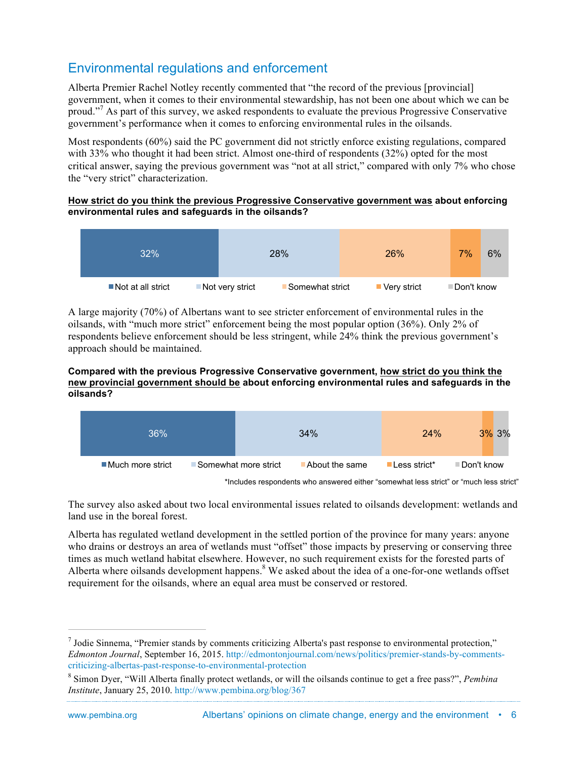## Environmental regulations and enforcement

Alberta Premier Rachel Notley recently commented that "the record of the previous [provincial] government, when it comes to their environmental stewardship, has not been one about which we can be proud."[7] As part of this survey, we asked respondents to evaluate the previous Progressive Conservative government's performance when it comes to enforcing environmental rules in the oilsands.

Most respondents (60%) said the PC government did not strictly enforce existing regulations, compared with 33% who thought it had been strict. Almost one-third of respondents (32%) opted for the most critical answer, saying the previous government was "not at all strict," compared with only 7% who chose the "very strict" characterization.

**How strict do you think the previous Progressive Conservative government was about enforcing environmental rules and safeguards in the oilsands?**

| Not at all strict | Not very strict | Somewhat strict | Very strict | Don't know |
|---|---|---|---|---|
| 32% | 28% | 26% | 7% | 6% |

A large majority (70%) of Albertans want to see stricter enforcement of environmental rules in the oilsands, with "much more strict" enforcement being the most popular option (36%). Only 2% of respondents believe enforcement should be less stringent, while 24% think the previous government's approach should be maintained.

**Compared with the previous Progressive Conservative government, how strict do you think the new provincial government should be about enforcing environmental rules and safeguards in the oilsands?**

| Much more strict | Somewhat more strict | About the same | Less strict* | Don't know |
|---|---|---|---|---|
| 36% | 34% | 24% | 3% | 3% |

*Includes respondents who answered either "somewhat less strict" or "much less strict"

The survey also asked about two local environmental issues related to oilsands development: wetlands and land use in the boreal forest.

Alberta has regulated wetland development in the settled portion of the province for many years: anyone who drains or destroys an area of wetlands must "offset" those impacts by preserving or conserving three times as much wetland habitat elsewhere. However, no such requirement exists for the forested parts of Alberta where oilsands development happens.[8] We asked about the idea of a one-for-one wetlands offset requirement for the oilsands, where an equal area must be conserved or restored.

---

[7] Jodie Sinnema, "Premier stands by comments criticizing Alberta's past response to environmental protection," *Edmonton Journal*, September 16, 2015. http://edmontonjournal.com/news/politics/premier-stands-by-comments-criticizing-albertas-past-response-to-environmental-protection

[8] Simon Dyer, "Will Alberta finally protect wetlands, or will the oilsands continue to get a free pass?", *Pembina Institute*, January 25, 2010. http://www.pembina.org/blog/367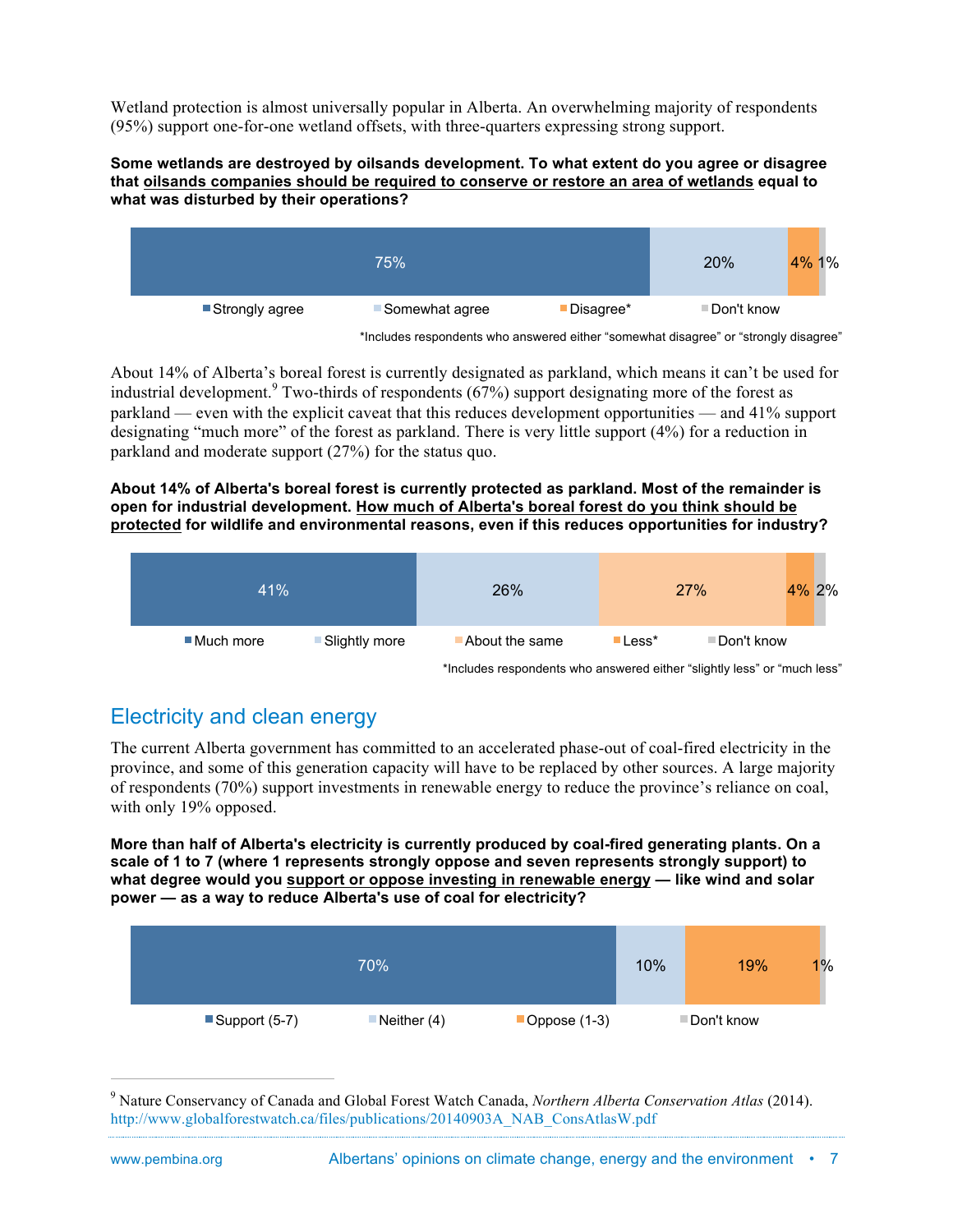Wetland protection is almost universally popular in Alberta. An overwhelming majority of respondents (95%) support one-for-one wetland offsets, with three-quarters expressing strong support.

**Some wetlands are destroyed by oilsands development. To what extent do you agree or disagree that oilsands companies should be required to conserve or restore an area of wetlands equal to what was disturbed by their operations?**

| Strongly agree | Somewhat agree | Disagree* | Don't know |
|---|---|---|---|
| 75% | 20% | 4% | 1% |

*Includes respondents who answered either "somewhat disagree" or "strongly disagree"

About 14% of Alberta's boreal forest is currently designated as parkland, which means it can't be used for industrial development.[9] Two-thirds of respondents (67%) support designating more of the forest as parkland — even with the explicit caveat that this reduces development opportunities — and 41% support designating "much more" of the forest as parkland. There is very little support (4%) for a reduction in parkland and moderate support (27%) for the status quo.

**About 14% of Alberta's boreal forest is currently protected as parkland. Most of the remainder is open for industrial development. How much of Alberta's boreal forest do you think should be protected for wildlife and environmental reasons, even if this reduces opportunities for industry?**

| Much more | Slightly more | About the same | Less* | Don't know |
|---|---|---|---|---|
| 41% | 26% | 27% | 4% | 2% |

*Includes respondents who answered either "slightly less" or "much less"

## Electricity and clean energy

The current Alberta government has committed to an accelerated phase-out of coal-fired electricity in the province, and some of this generation capacity will have to be replaced by other sources. A large majority of respondents (70%) support investments in renewable energy to reduce the province's reliance on coal, with only 19% opposed.

**More than half of Alberta's electricity is currently produced by coal-fired generating plants. On a scale of 1 to 7 (where 1 represents strongly oppose and seven represents strongly support) to what degree would you support or oppose investing in renewable energy — like wind and solar power — as a way to reduce Alberta's use of coal for electricity?**

| Support (5-7) | Neither (4) | Oppose (1-3) | Don't know |
|---|---|---|---|
| 70% | 10% | 19% | 1% |

[9] Nature Conservancy of Canada and Global Forest Watch Canada, *Northern Alberta Conservation Atlas* (2014). http://www.globalforestwatch.ca/files/publications/20140903A_NAB_ConsAtlasW.pdf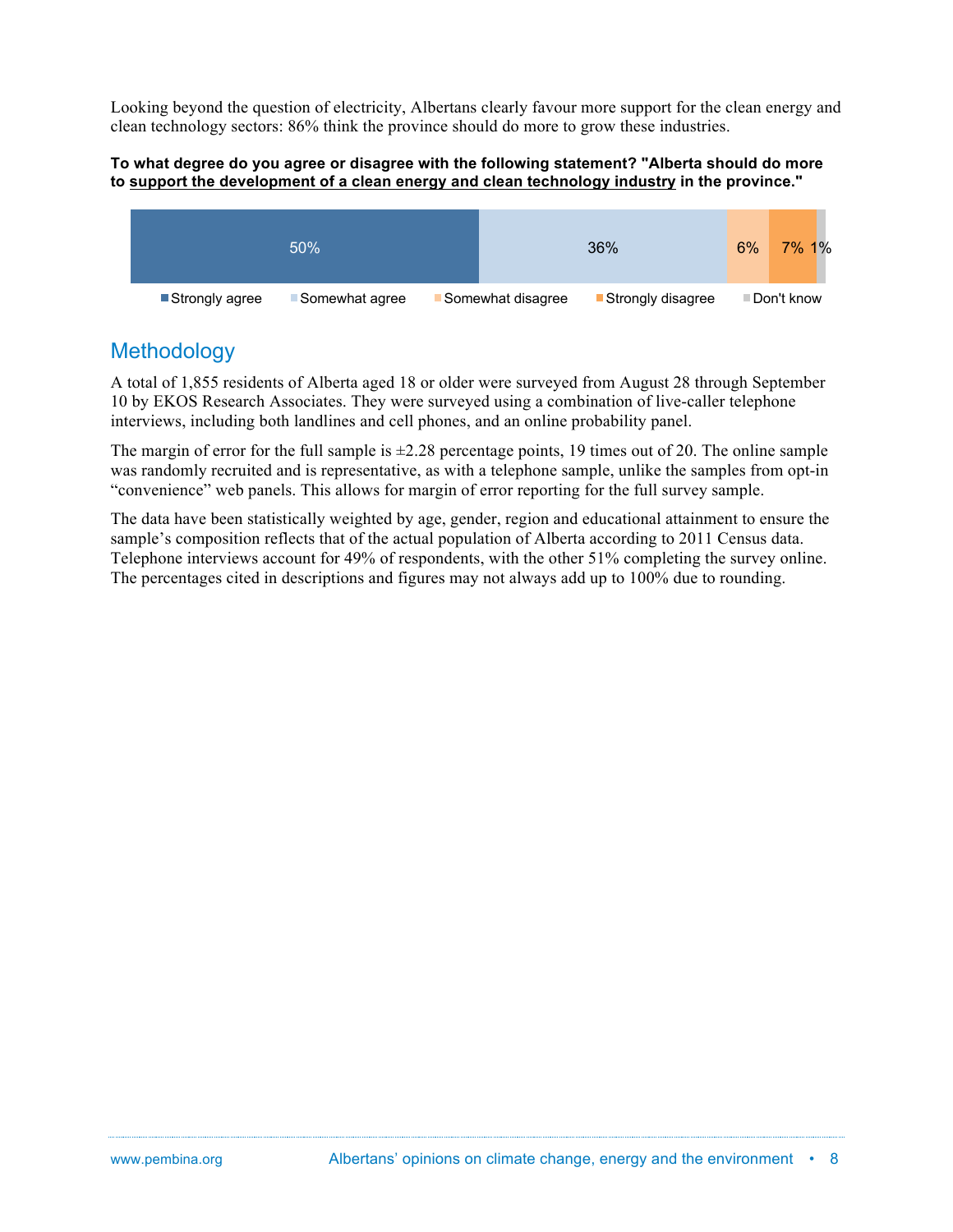Looking beyond the question of electricity, Albertans clearly favour more support for the clean energy and clean technology sectors: 86% think the province should do more to grow these industries.

**To what degree do you agree or disagree with the following statement? "Alberta should do more to support the development of a clean energy and clean technology industry in the province."**

50%
36%
6%
7%
1%

Strongly agree
Somewhat agree
Somewhat disagree
Strongly disagree
Don't know

## Methodology

A total of 1,855 residents of Alberta aged 18 or older were surveyed from August 28 through September 10 by EKOS Research Associates. They were surveyed using a combination of live-caller telephone interviews, including both landlines and cell phones, and an online probability panel.

The margin of error for the full sample is ±2.28 percentage points, 19 times out of 20. The online sample was randomly recruited and is representative, as with a telephone sample, unlike the samples from opt-in "convenience" web panels. This allows for margin of error reporting for the full survey sample.

The data have been statistically weighted by age, gender, region and educational attainment to ensure the sample's composition reflects that of the actual population of Alberta according to 2011 Census data. Telephone interviews account for 49% of respondents, with the other 51% completing the survey online. The percentages cited in descriptions and figures may not always add up to 100% due to rounding.